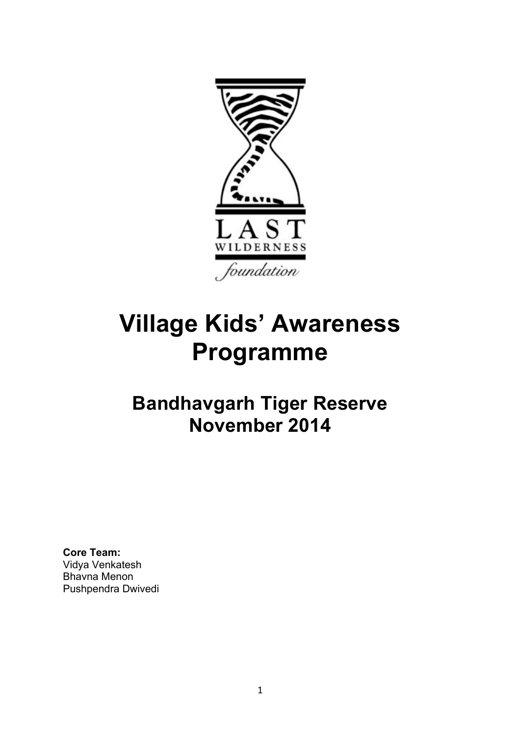LAST
WILDERNESS
*foundation*

# Village Kids' Awareness Programme

## Bandhavgarh Tiger Reserve
## November 2014

**Core Team:**
Vidya Venkatesh
Bhavna Menon
Pushpendra Dwivedi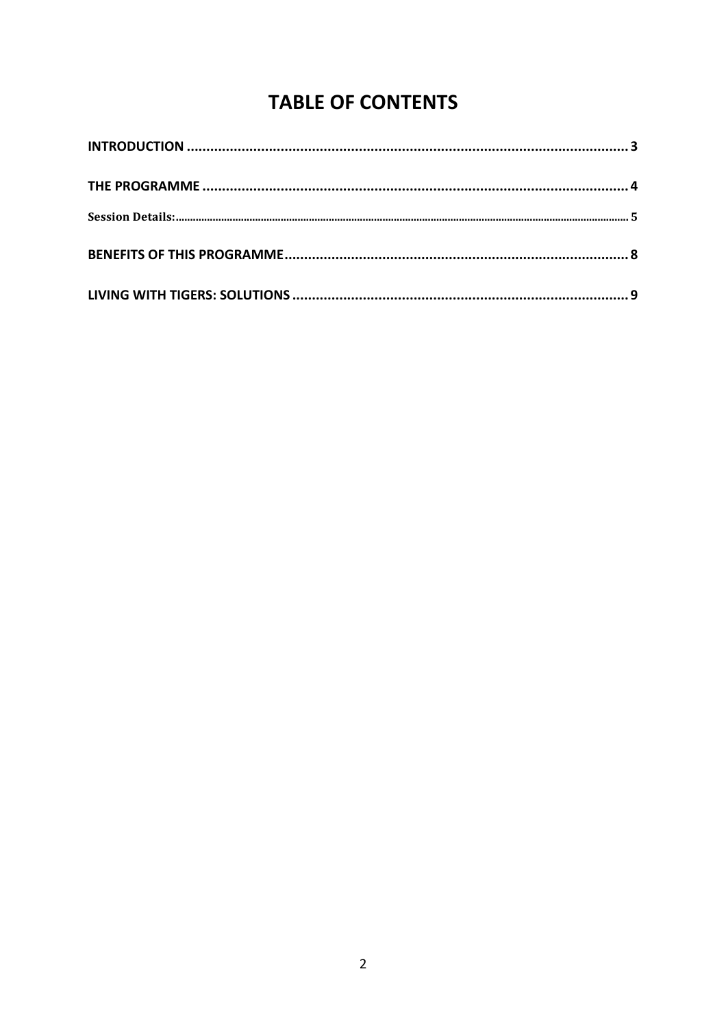# TABLE OF CONTENTS

**INTRODUCTION** ........................................................................................................ **3**

**THE PROGRAMME** .................................................................................................... **4**

**Session Details:** ............................................................................................................ **5**

**BENEFITS OF THIS PROGRAMME** ............................................................................. **8**

**LIVING WITH TIGERS: SOLUTIONS** ........................................................................... **9**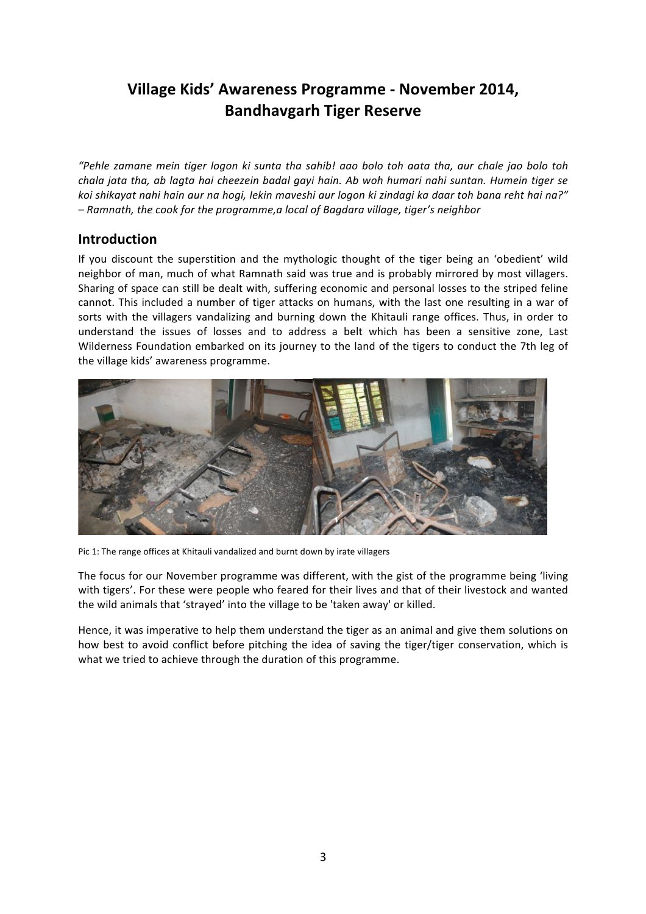# Village Kids' Awareness Programme - November 2014, Bandhavgarh Tiger Reserve

*"Pehle zamane mein tiger logon ki sunta tha sahib! aao bolo toh aata tha, aur chale jao bolo toh chala jata tha, ab lagta hai cheezein badal gayi hain. Ab woh humari nahi suntan. Humein tiger se koi shikayat nahi hain aur na hogi, lekin maveshi aur logon ki zindagi ka daar toh bana reht hai na?"*
*– Ramnath, the cook for the programme,a local of Bagdara village, tiger's neighbor*

## Introduction

If you discount the superstition and the mythologic thought of the tiger being an 'obedient' wild neighbor of man, much of what Ramnath said was true and is probably mirrored by most villagers. Sharing of space can still be dealt with, suffering economic and personal losses to the striped feline cannot. This included a number of tiger attacks on humans, with the last one resulting in a war of sorts with the villagers vandalizing and burning down the Khitauli range offices. Thus, in order to understand the issues of losses and to address a belt which has been a sensitive zone, Last Wilderness Foundation embarked on its journey to the land of the tigers to conduct the 7th leg of the village kids' awareness programme.

Pic 1: The range offices at Khitauli vandalized and burnt down by irate villagers

The focus for our November programme was different, with the gist of the programme being 'living with tigers'. For these were people who feared for their lives and that of their livestock and wanted the wild animals that 'strayed' into the village to be 'taken away' or killed.

Hence, it was imperative to help them understand the tiger as an animal and give them solutions on how best to avoid conflict before pitching the idea of saving the tiger/tiger conservation, which is what we tried to achieve through the duration of this programme.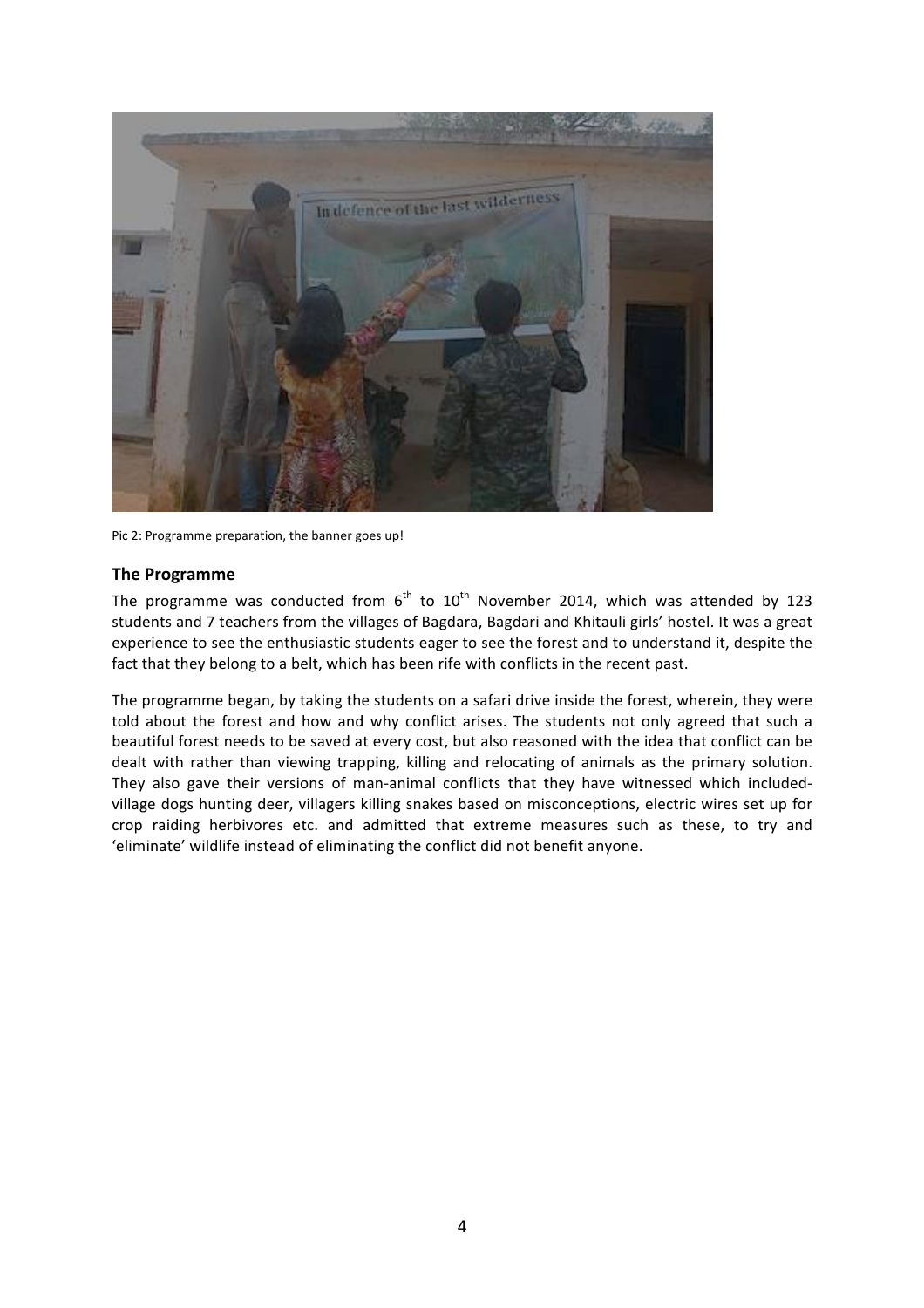Pic 2: Programme preparation, the banner goes up!

## The Programme

The programme was conducted from 6th to 10th November 2014, which was attended by 123 students and 7 teachers from the villages of Bagdara, Bagdari and Khitauli girls' hostel. It was a great experience to see the enthusiastic students eager to see the forest and to understand it, despite the fact that they belong to a belt, which has been rife with conflicts in the recent past.

The programme began, by taking the students on a safari drive inside the forest, wherein, they were told about the forest and how and why conflict arises. The students not only agreed that such a beautiful forest needs to be saved at every cost, but also reasoned with the idea that conflict can be dealt with rather than viewing trapping, killing and relocating of animals as the primary solution. They also gave their versions of man-animal conflicts that they have witnessed which included- village dogs hunting deer, villagers killing snakes based on misconceptions, electric wires set up for crop raiding herbivores etc. and admitted that extreme measures such as these, to try and 'eliminate' wildlife instead of eliminating the conflict did not benefit anyone.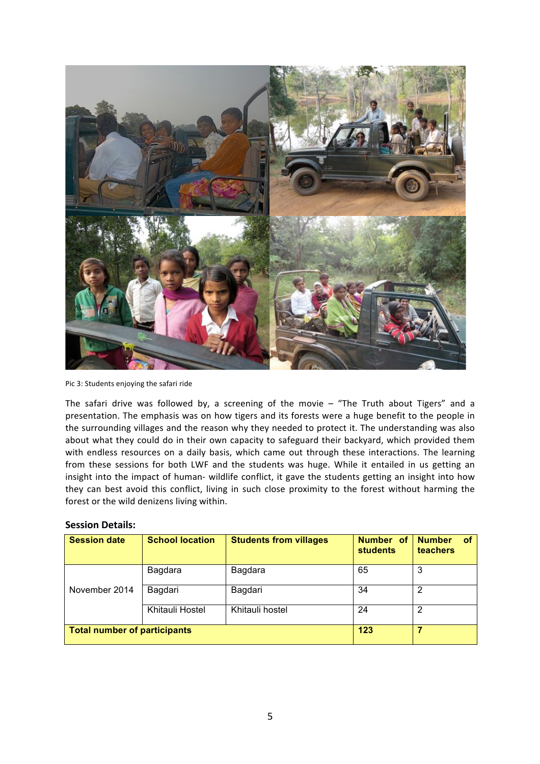Pic 3: Students enjoying the safari ride

The safari drive was followed by, a screening of the movie – "The Truth about Tigers" and a presentation. The emphasis was on how tigers and its forests were a huge benefit to the people in the surrounding villages and the reason why they needed to protect it. The understanding was also about what they could do in their own capacity to safeguard their backyard, which provided them with endless resources on a daily basis, which came out through these interactions. The learning from these sessions for both LWF and the students was huge. While it entailed in us getting an insight into the impact of human- wildlife conflict, it gave the students getting an insight into how they can best avoid this conflict, living in such close proximity to the forest without harming the forest or the wild denizens living within.

**Session Details:**

| Session date | School location | Students from villages | Number of students | Number of teachers |
|---|---|---|---|---|
| November 2014 | Bagdara | Bagdara | 65 | 3 |
| | Bagdari | Bagdari | 34 | 2 |
| | Khitauli Hostel | Khitauli hostel | 24 | 2 |
| **Total number of participants** | | | **123** | **7** |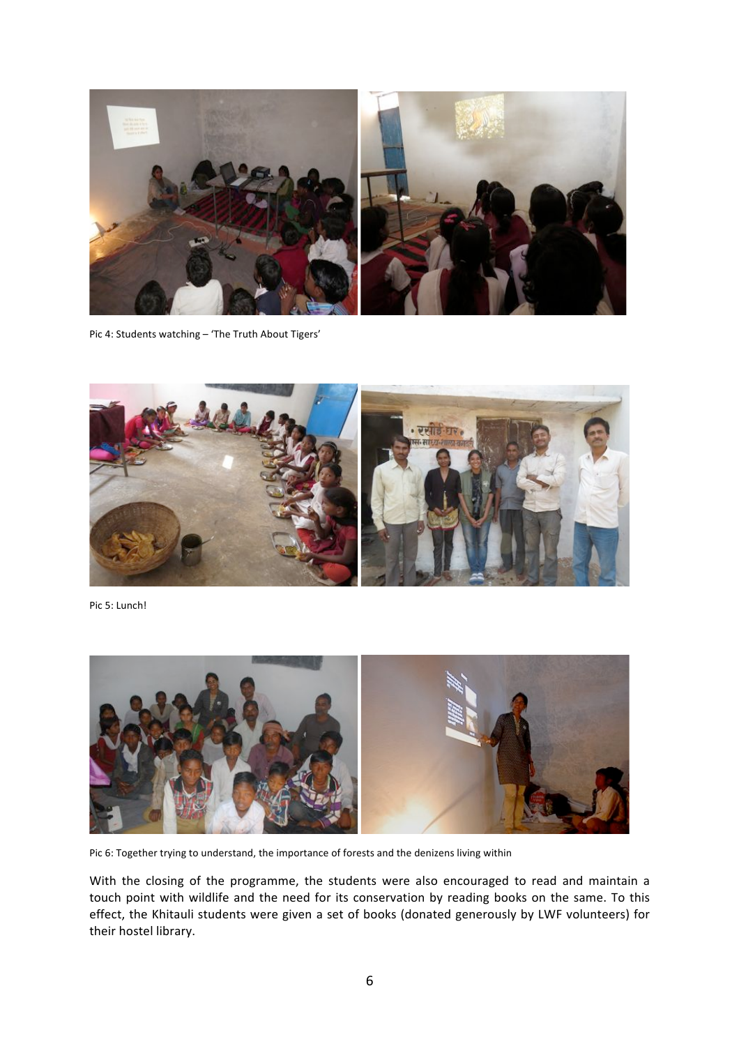Pic 4: Students watching – 'The Truth About Tigers'

Pic 5: Lunch!

Pic 6: Together trying to understand, the importance of forests and the denizens living within

With the closing of the programme, the students were also encouraged to read and maintain a touch point with wildlife and the need for its conservation by reading books on the same. To this effect, the Khitauli students were given a set of books (donated generously by LWF volunteers) for their hostel library.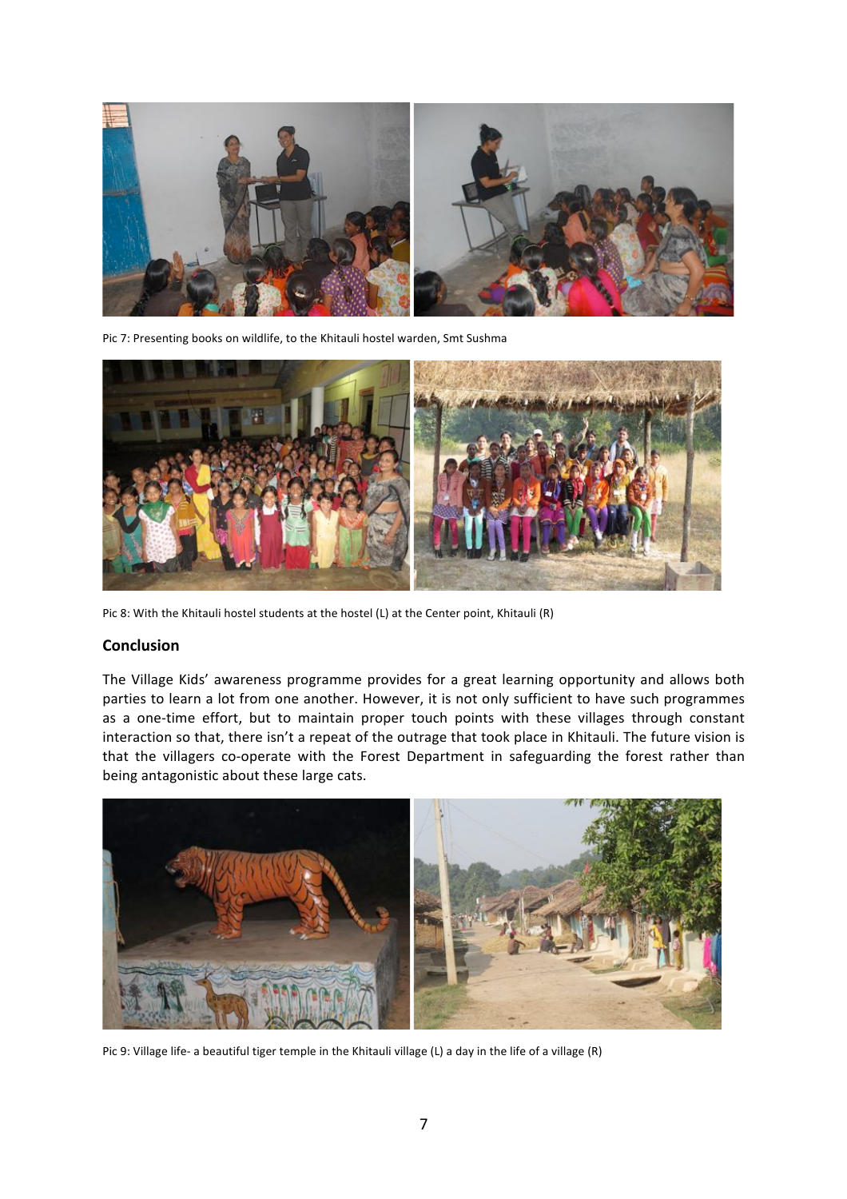Pic 7: Presenting books on wildlife, to the Khitauli hostel warden, Smt Sushma

Pic 8: With the Khitauli hostel students at the hostel (L) at the Center point, Khitauli (R)

## Conclusion

The Village Kids' awareness programme provides for a great learning opportunity and allows both parties to learn a lot from one another. However, it is not only sufficient to have such programmes as a one-time effort, but to maintain proper touch points with these villages through constant interaction so that, there isn't a repeat of the outrage that took place in Khitauli. The future vision is that the villagers co-operate with the Forest Department in safeguarding the forest rather than being antagonistic about these large cats.

Pic 9: Village life- a beautiful tiger temple in the Khitauli village (L) a day in the life of a village (R)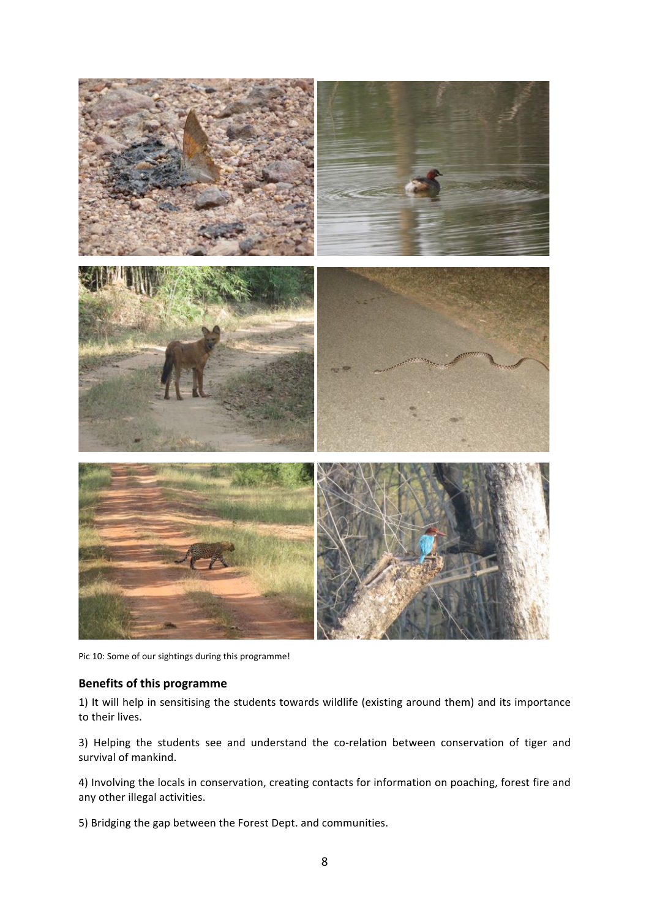Pic 10: Some of our sightings during this programme!

## Benefits of this programme

1) It will help in sensitising the students towards wildlife (existing around them) and its importance to their lives.

3) Helping the students see and understand the co-relation between conservation of tiger and survival of mankind.

4) Involving the locals in conservation, creating contacts for information on poaching, forest fire and any other illegal activities.

5) Bridging the gap between the Forest Dept. and communities.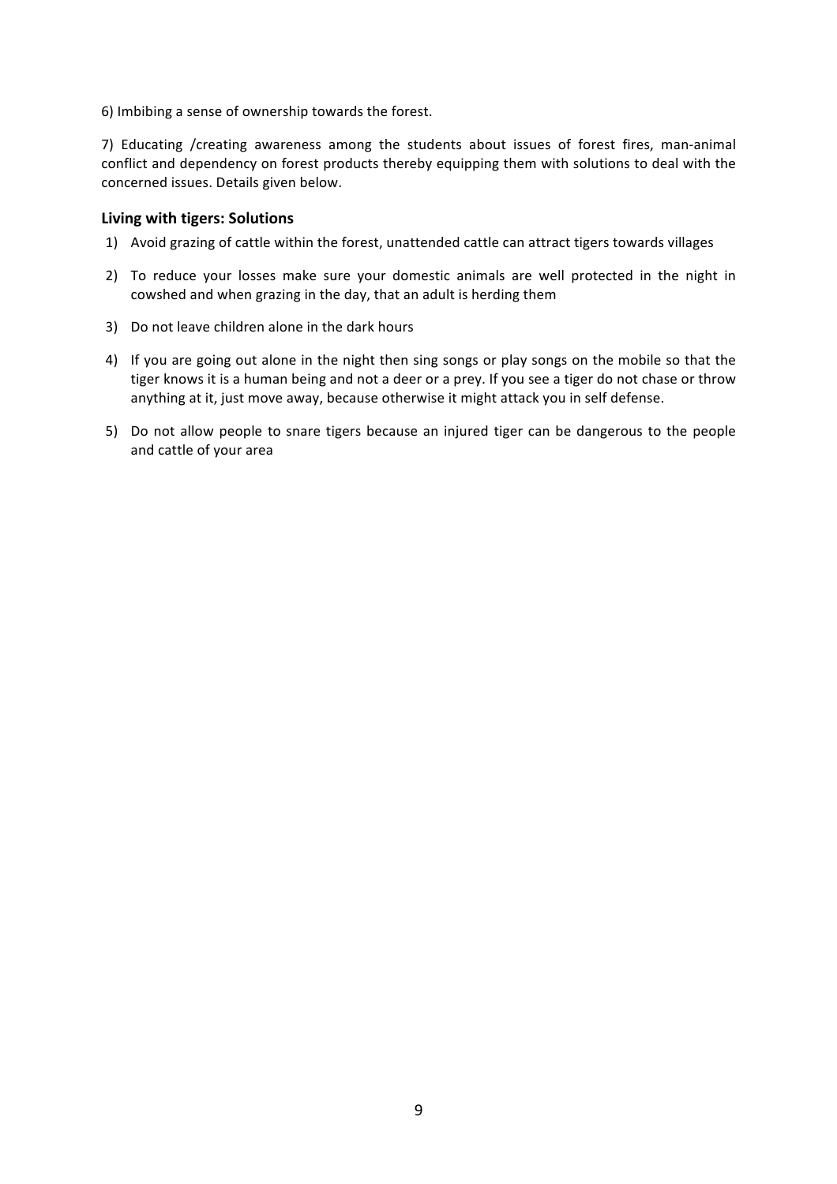6) Imbibing a sense of ownership towards the forest.

7) Educating /creating awareness among the students about issues of forest fires, man-animal conflict and dependency on forest products thereby equipping them with solutions to deal with the concerned issues. Details given below.

### Living with tigers: Solutions

1) Avoid grazing of cattle within the forest, unattended cattle can attract tigers towards villages
2) To reduce your losses make sure your domestic animals are well protected in the night in cowshed and when grazing in the day, that an adult is herding them
3) Do not leave children alone in the dark hours
4) If you are going out alone in the night then sing songs or play songs on the mobile so that the tiger knows it is a human being and not a deer or a prey. If you see a tiger do not chase or throw anything at it, just move away, because otherwise it might attack you in self defense.
5) Do not allow people to snare tigers because an injured tiger can be dangerous to the people and cattle of your area